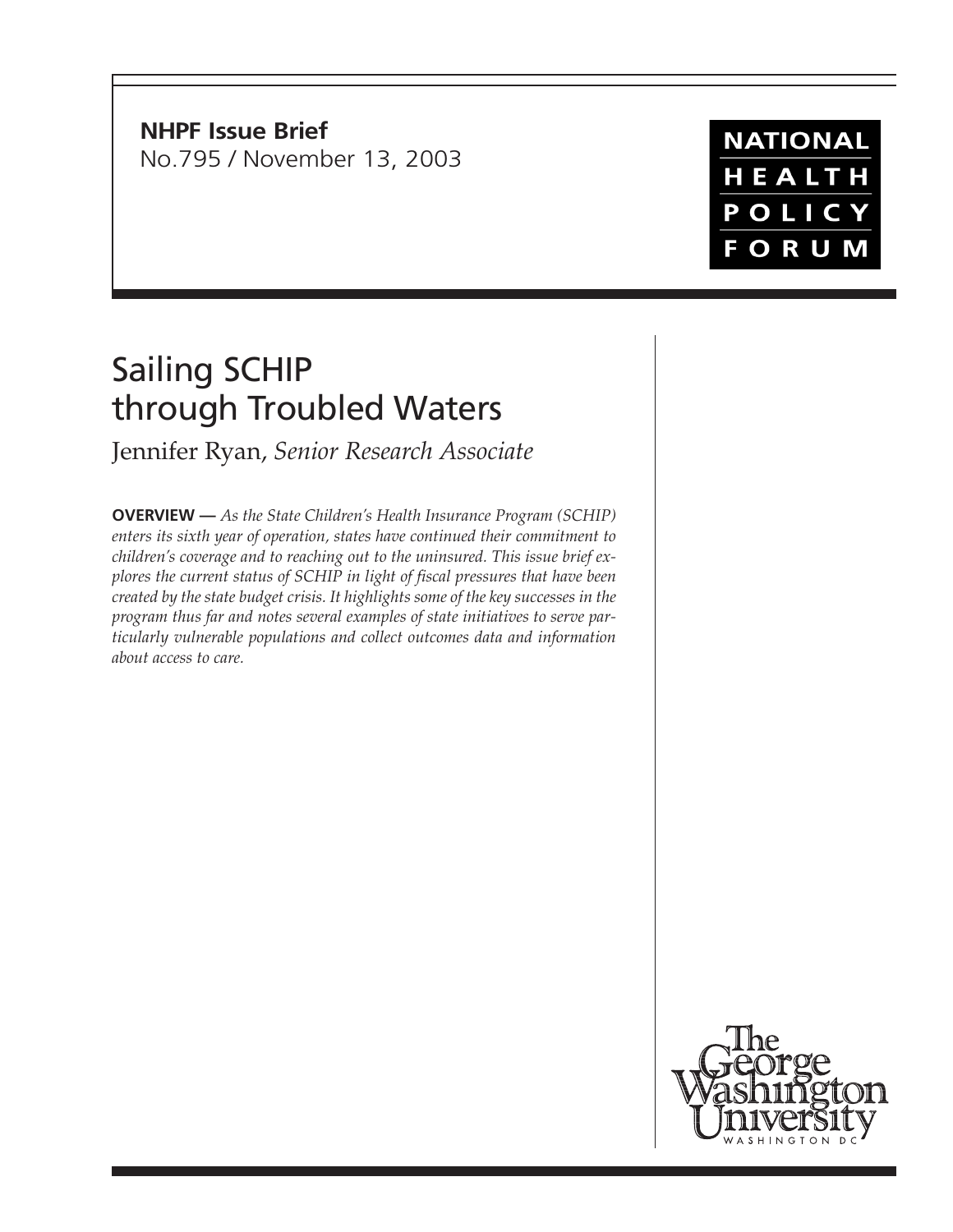**NHPF Issue Brief**
No.795 / November 13, 2003

NATIONAL HEALTH POLICY FORUM

# Sailing SCHIP through Troubled Waters

Jennifer Ryan, *Senior Research Associate*

**OVERVIEW —** *As the State Children's Health Insurance Program (SCHIP) enters its sixth year of operation, states have continued their commitment to children's coverage and to reaching out to the uninsured. This issue brief explores the current status of SCHIP in light of fiscal pressures that have been created by the state budget crisis. It highlights some of the key successes in the program thus far and notes several examples of state initiatives to serve particularly vulnerable populations and collect outcomes data and information about access to care.*

The George Washington University
WASHINGTON DC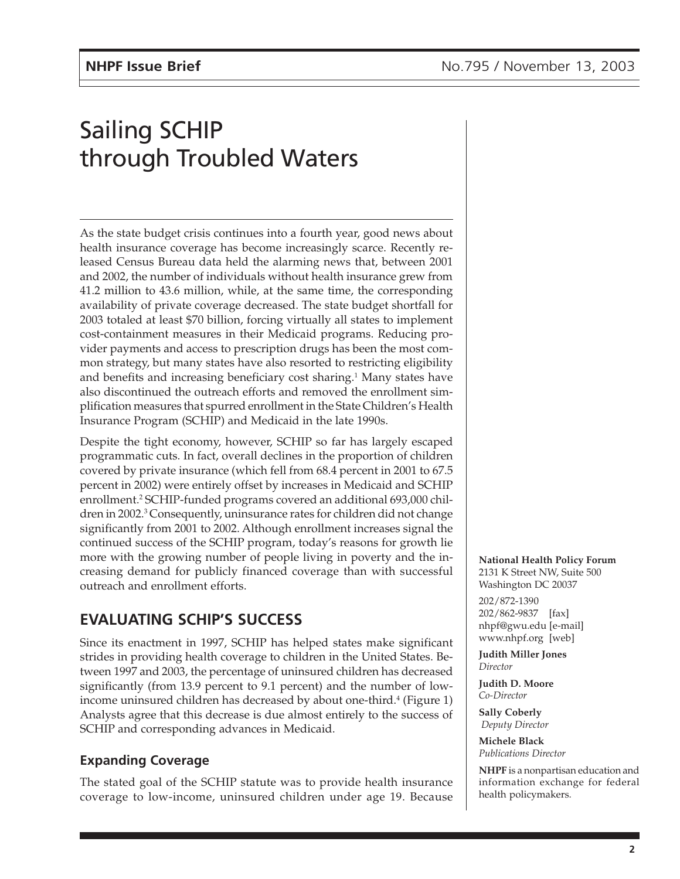// Sailing SCHIP through Troubled Waters

As the state budget crisis continues into a fourth year, good news about health insurance coverage has become increasingly scarce. Recently released Census Bureau data held the alarming news that, between 2001 and 2002, the number of individuals without health insurance grew from 41.2 million to 43.6 million, while, at the same time, the corresponding availability of private coverage decreased. The state budget shortfall for 2003 totaled at least $70 billion, forcing virtually all states to implement cost-containment measures in their Medicaid programs. Reducing provider payments and access to prescription drugs has been the most common strategy, but many states have also resorted to restricting eligibility and benefits and increasing beneficiary cost sharing.[1] Many states have also discontinued the outreach efforts and removed the enrollment simplification measures that spurred enrollment in the State Children's Health Insurance Program (SCHIP) and Medicaid in the late 1990s.

Despite the tight economy, however, SCHIP so far has largely escaped programmatic cuts. In fact, overall declines in the proportion of children covered by private insurance (which fell from 68.4 percent in 2001 to 67.5 percent in 2002) were entirely offset by increases in Medicaid and SCHIP enrollment.[2] SCHIP-funded programs covered an additional 693,000 children in 2002.[3] Consequently, uninsurance rates for children did not change significantly from 2001 to 2002. Although enrollment increases signal the continued success of the SCHIP program, today's reasons for growth lie more with the growing number of people living in poverty and the increasing demand for publicly financed coverage than with successful outreach and enrollment efforts.

## EVALUATING SCHIP'S SUCCESS

Since its enactment in 1997, SCHIP has helped states make significant strides in providing health coverage to children in the United States. Between 1997 and 2003, the percentage of uninsured children has decreased significantly (from 13.9 percent to 9.1 percent) and the number of low-income uninsured children has decreased by about one-third.[4] (Figure 1) Analysts agree that this decrease is due almost entirely to the success of SCHIP and corresponding advances in Medicaid.

### Expanding Coverage

The stated goal of the SCHIP statute was to provide health insurance coverage to low-income, uninsured children under age 19. Because

**National Health Policy Forum**
2131 K Street NW, Suite 500
Washington DC 20037

202/872-1390
202/862-9837 [fax]
nhpf@gwu.edu [e-mail]
www.nhpf.org [web]

**Judith Miller Jones**
*Director*

**Judith D. Moore**
*Co-Director*

**Sally Coberly**
*Deputy Director*

**Michele Black**
*Publications Director*

**NHPF** is a nonpartisan education and information exchange for federal health policymakers.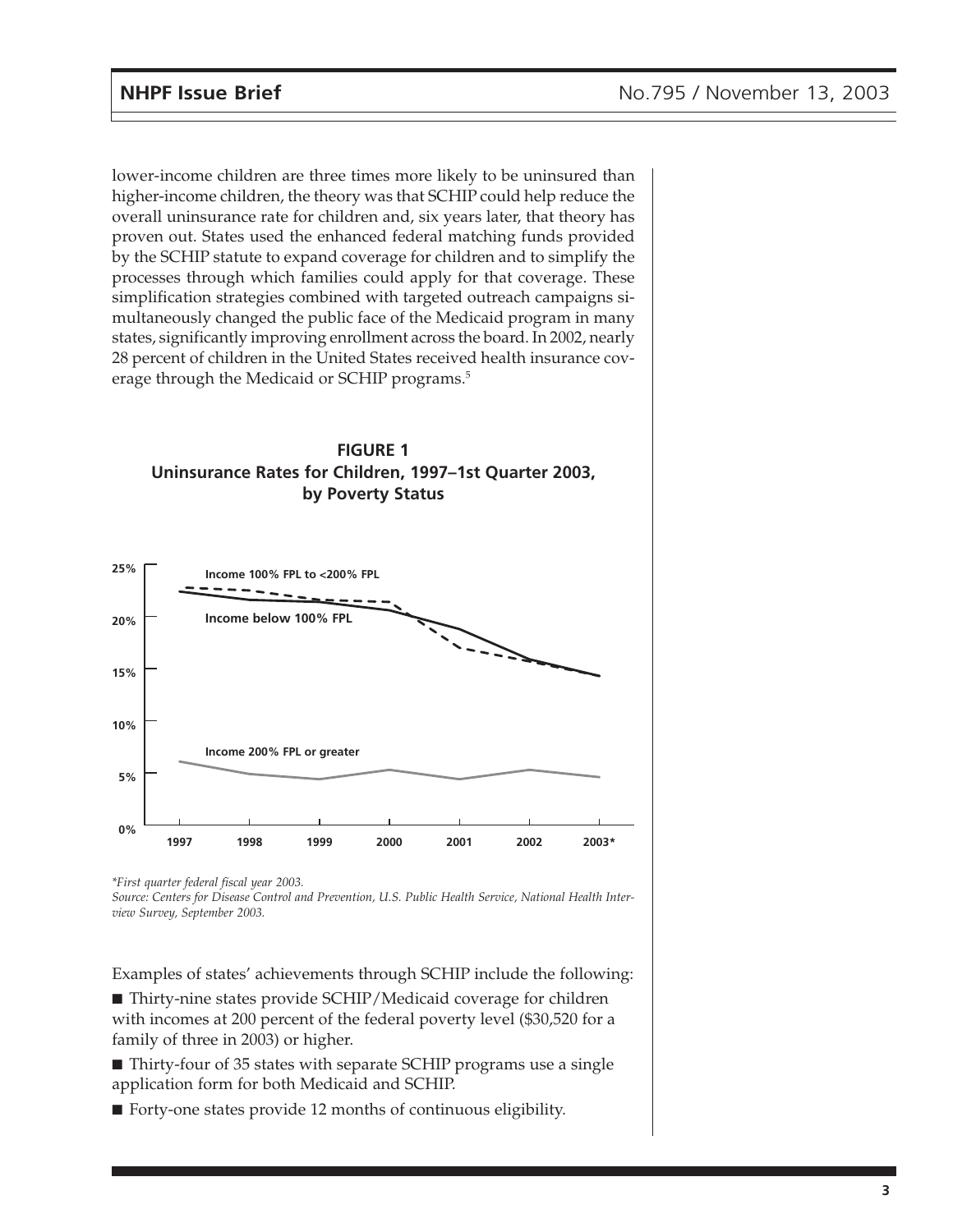lower-income children are three times more likely to be uninsured than higher-income children, the theory was that SCHIP could help reduce the overall uninsurance rate for children and, six years later, that theory has proven out. States used the enhanced federal matching funds provided by the SCHIP statute to expand coverage for children and to simplify the processes through which families could apply for that coverage. These simplification strategies combined with targeted outreach campaigns simultaneously changed the public face of the Medicaid program in many states, significantly improving enrollment across the board. In 2002, nearly 28 percent of children in the United States received health insurance coverage through the Medicaid or SCHIP programs.[5]

**FIGURE 1**
**Uninsurance Rates for Children, 1997–1st Quarter 2003, by Poverty Status**

*First quarter federal fiscal year 2003.
*Source: Centers for Disease Control and Prevention, U.S. Public Health Service, National Health Interview Survey, September 2003.*

Examples of states' achievements through SCHIP include the following:

- Thirty-nine states provide SCHIP/Medicaid coverage for children with incomes at 200 percent of the federal poverty level ($30,520 for a family of three in 2003) or higher.
- Thirty-four of 35 states with separate SCHIP programs use a single application form for both Medicaid and SCHIP.
- Forty-one states provide 12 months of continuous eligibility.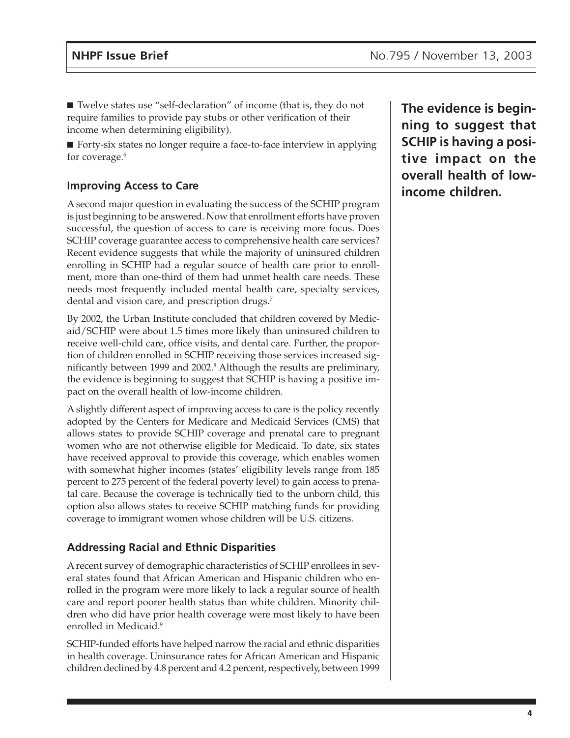■ Twelve states use "self-declaration" of income (that is, they do not require families to provide pay stubs or other verification of their income when determining eligibility).

■ Forty-six states no longer require a face-to-face interview in applying for coverage.[6]

### Improving Access to Care

A second major question in evaluating the success of the SCHIP program is just beginning to be answered. Now that enrollment efforts have proven successful, the question of access to care is receiving more focus. Does SCHIP coverage guarantee access to comprehensive health care services? Recent evidence suggests that while the majority of uninsured children enrolling in SCHIP had a regular source of health care prior to enrollment, more than one-third of them had unmet health care needs. These needs most frequently included mental health care, specialty services, dental and vision care, and prescription drugs.[7]

By 2002, the Urban Institute concluded that children covered by Medicaid/SCHIP were about 1.5 times more likely than uninsured children to receive well-child care, office visits, and dental care. Further, the proportion of children enrolled in SCHIP receiving those services increased significantly between 1999 and 2002.[8] Although the results are preliminary, the evidence is beginning to suggest that SCHIP is having a positive impact on the overall health of low-income children.

**The evidence is beginning to suggest that SCHIP is having a positive impact on the overall health of low-income children.**

A slightly different aspect of improving access to care is the policy recently adopted by the Centers for Medicare and Medicaid Services (CMS) that allows states to provide SCHIP coverage and prenatal care to pregnant women who are not otherwise eligible for Medicaid. To date, six states have received approval to provide this coverage, which enables women with somewhat higher incomes (states' eligibility levels range from 185 percent to 275 percent of the federal poverty level) to gain access to prenatal care. Because the coverage is technically tied to the unborn child, this option also allows states to receive SCHIP matching funds for providing coverage to immigrant women whose children will be U.S. citizens.

### Addressing Racial and Ethnic Disparities

A recent survey of demographic characteristics of SCHIP enrollees in several states found that African American and Hispanic children who enrolled in the program were more likely to lack a regular source of health care and report poorer health status than white children. Minority children who did have prior health coverage were most likely to have been enrolled in Medicaid.[9]

SCHIP-funded efforts have helped narrow the racial and ethnic disparities in health coverage. Uninsurance rates for African American and Hispanic children declined by 4.8 percent and 4.2 percent, respectively, between 1999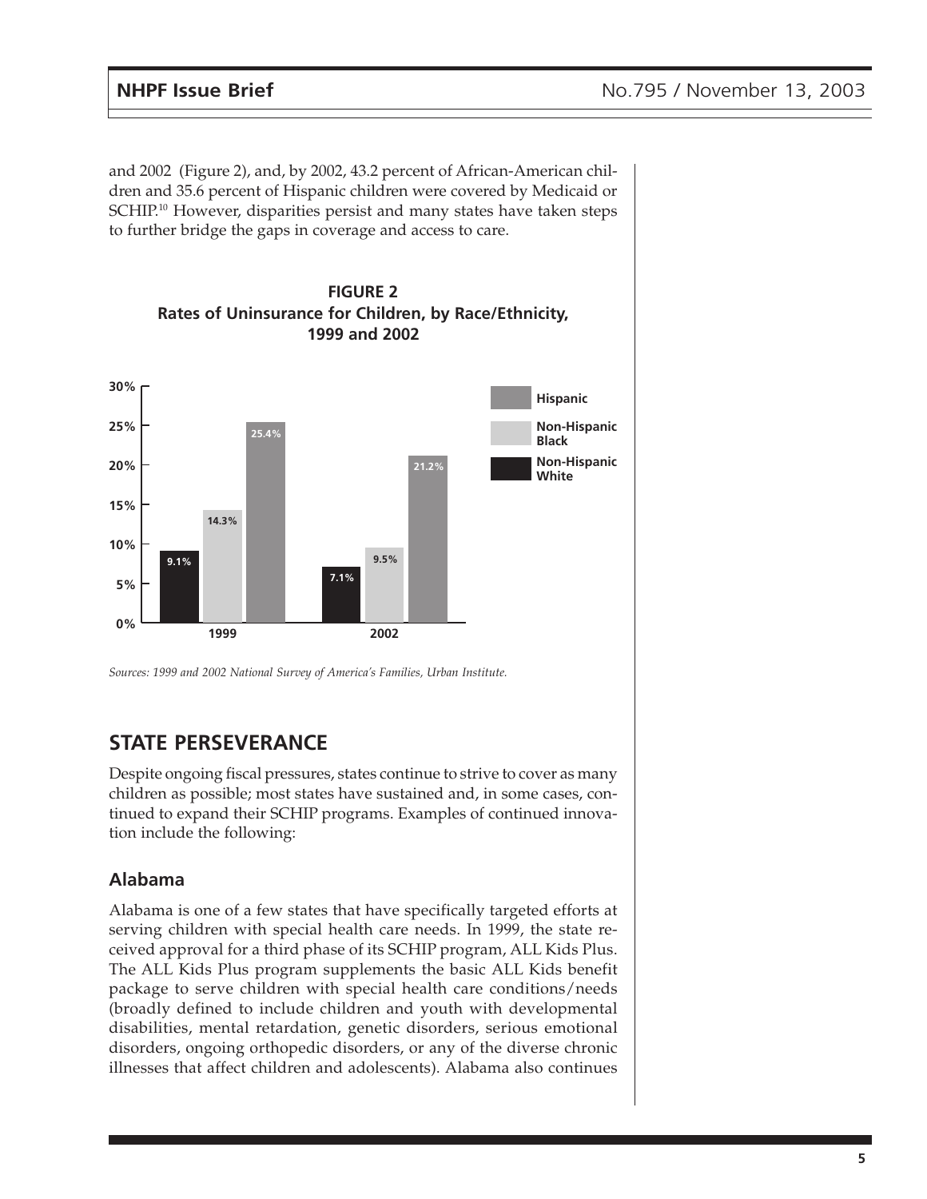and 2002 (Figure 2), and, by 2002, 43.2 percent of African-American children and 35.6 percent of Hispanic children were covered by Medicaid or SCHIP.[10] However, disparities persist and many states have taken steps to further bridge the gaps in coverage and access to care.

**FIGURE 2**
**Rates of Uninsurance for Children, by Race/Ethnicity, 1999 and 2002**

| Year | Non-Hispanic White | Non-Hispanic Black | Hispanic |
|---|---|---|---|
| 1999 | 9.1% | 14.3% | 25.4% |
| 2002 | 7.1% | 9.5% | 21.2% |

*Sources: 1999 and 2002 National Survey of America's Families, Urban Institute.*

## STATE PERSEVERANCE

Despite ongoing fiscal pressures, states continue to strive to cover as many children as possible; most states have sustained and, in some cases, continued to expand their SCHIP programs. Examples of continued innovation include the following:

### Alabama

Alabama is one of a few states that have specifically targeted efforts at serving children with special health care needs. In 1999, the state received approval for a third phase of its SCHIP program, ALL Kids Plus. The ALL Kids Plus program supplements the basic ALL Kids benefit package to serve children with special health care conditions/needs (broadly defined to include children and youth with developmental disabilities, mental retardation, genetic disorders, serious emotional disorders, ongoing orthopedic disorders, or any of the diverse chronic illnesses that affect children and adolescents). Alabama also continues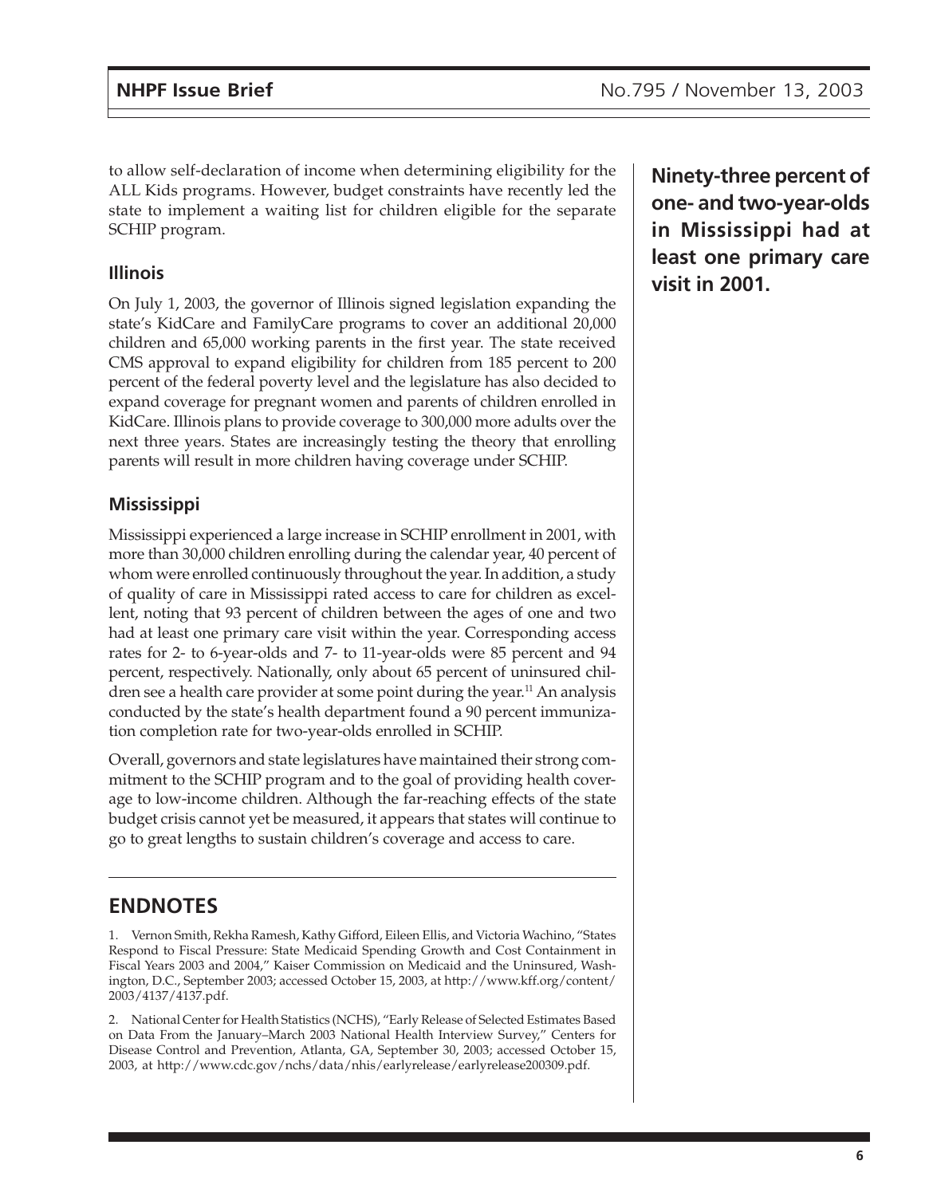to allow self-declaration of income when determining eligibility for the ALL Kids programs. However, budget constraints have recently led the state to implement a waiting list for children eligible for the separate SCHIP program.

### Illinois

On July 1, 2003, the governor of Illinois signed legislation expanding the state's KidCare and FamilyCare programs to cover an additional 20,000 children and 65,000 working parents in the first year. The state received CMS approval to expand eligibility for children from 185 percent to 200 percent of the federal poverty level and the legislature has also decided to expand coverage for pregnant women and parents of children enrolled in KidCare. Illinois plans to provide coverage to 300,000 more adults over the next three years. States are increasingly testing the theory that enrolling parents will result in more children having coverage under SCHIP.

### Mississippi

Mississippi experienced a large increase in SCHIP enrollment in 2001, with more than 30,000 children enrolling during the calendar year, 40 percent of whom were enrolled continuously throughout the year. In addition, a study of quality of care in Mississippi rated access to care for children as excellent, noting that 93 percent of children between the ages of one and two had at least one primary care visit within the year. Corresponding access rates for 2- to 6-year-olds and 7- to 11-year-olds were 85 percent and 94 percent, respectively. Nationally, only about 65 percent of uninsured children see a health care provider at some point during the year.[11] An analysis conducted by the state's health department found a 90 percent immunization completion rate for two-year-olds enrolled in SCHIP.

**Ninety-three percent of one- and two-year-olds in Mississippi had at least one primary care visit in 2001.**

Overall, governors and state legislatures have maintained their strong commitment to the SCHIP program and to the goal of providing health coverage to low-income children. Although the far-reaching effects of the state budget crisis cannot yet be measured, it appears that states will continue to go to great lengths to sustain children's coverage and access to care.

## ENDNOTES

1. Vernon Smith, Rekha Ramesh, Kathy Gifford, Eileen Ellis, and Victoria Wachino, "States Respond to Fiscal Pressure: State Medicaid Spending Growth and Cost Containment in Fiscal Years 2003 and 2004," Kaiser Commission on Medicaid and the Uninsured, Washington, D.C., September 2003; accessed October 15, 2003, at http://www.kff.org/content/2003/4137/4137.pdf.

2. National Center for Health Statistics (NCHS), "Early Release of Selected Estimates Based on Data From the January–March 2003 National Health Interview Survey," Centers for Disease Control and Prevention, Atlanta, GA, September 30, 2003; accessed October 15, 2003, at http://www.cdc.gov/nchs/data/nhis/earlyrelease/earlyrelease200309.pdf.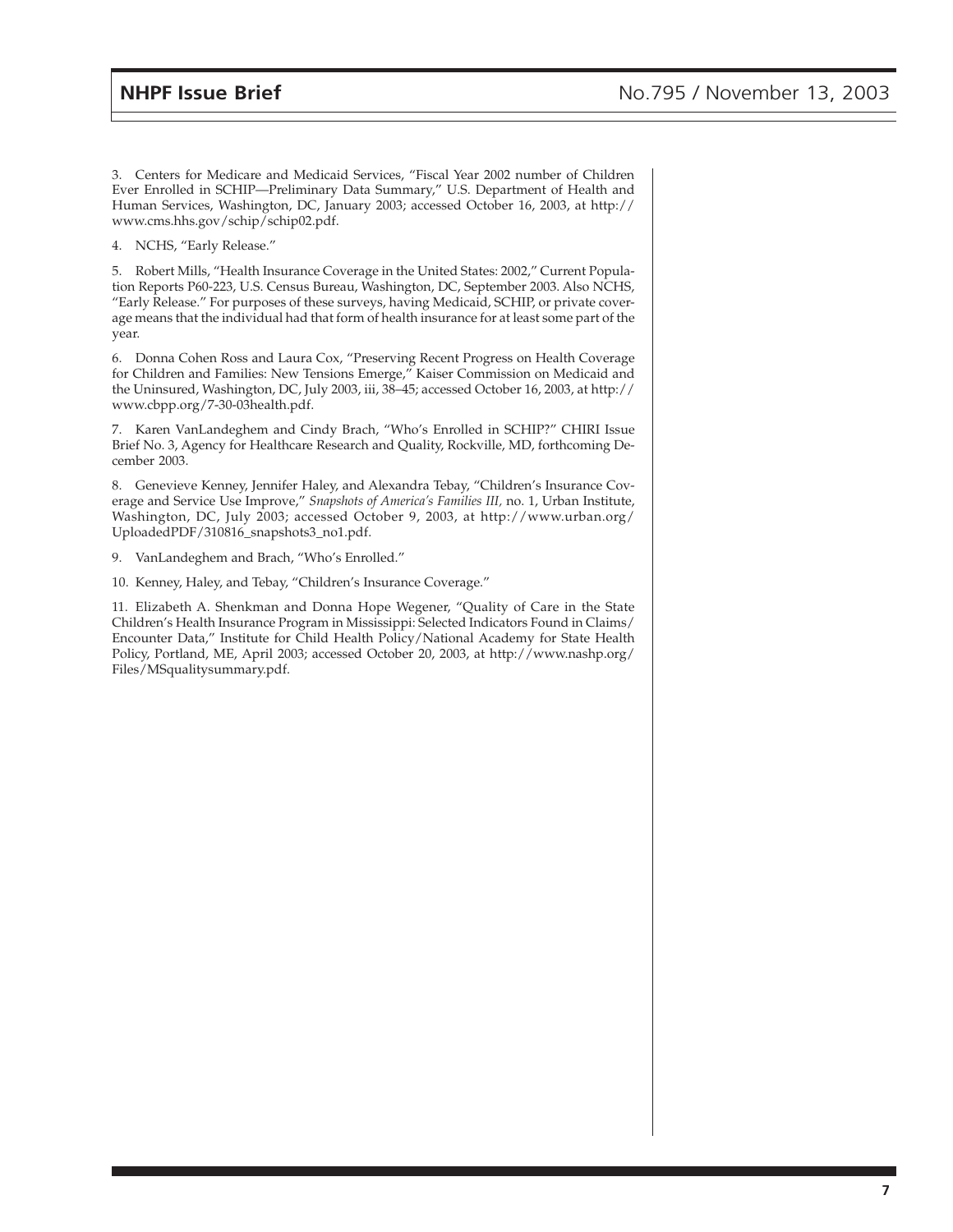3. Centers for Medicare and Medicaid Services, "Fiscal Year 2002 number of Children Ever Enrolled in SCHIP—Preliminary Data Summary," U.S. Department of Health and Human Services, Washington, DC, January 2003; accessed October 16, 2003, at http://www.cms.hhs.gov/schip/schip02.pdf.

4. NCHS, "Early Release."

5. Robert Mills, "Health Insurance Coverage in the United States: 2002," Current Population Reports P60-223, U.S. Census Bureau, Washington, DC, September 2003. Also NCHS, "Early Release." For purposes of these surveys, having Medicaid, SCHIP, or private coverage means that the individual had that form of health insurance for at least some part of the year.

6. Donna Cohen Ross and Laura Cox, "Preserving Recent Progress on Health Coverage for Children and Families: New Tensions Emerge," Kaiser Commission on Medicaid and the Uninsured, Washington, DC, July 2003, iii, 38–45; accessed October 16, 2003, at http://www.cbpp.org/7-30-03health.pdf.

7. Karen VanLandeghem and Cindy Brach, "Who's Enrolled in SCHIP?" CHIRI Issue Brief No. 3, Agency for Healthcare Research and Quality, Rockville, MD, forthcoming December 2003.

8. Genevieve Kenney, Jennifer Haley, and Alexandra Tebay, "Children's Insurance Coverage and Service Use Improve," *Snapshots of America's Families III,* no. 1, Urban Institute, Washington, DC, July 2003; accessed October 9, 2003, at http://www.urban.org/UploadedPDF/310816_snapshots3_no1.pdf.

9. VanLandeghem and Brach, "Who's Enrolled."

10. Kenney, Haley, and Tebay, "Children's Insurance Coverage."

11. Elizabeth A. Shenkman and Donna Hope Wegener, "Quality of Care in the State Children's Health Insurance Program in Mississippi: Selected Indicators Found in Claims/Encounter Data," Institute for Child Health Policy/National Academy for State Health Policy, Portland, ME, April 2003; accessed October 20, 2003, at http://www.nashp.org/Files/MSqualitysummary.pdf.